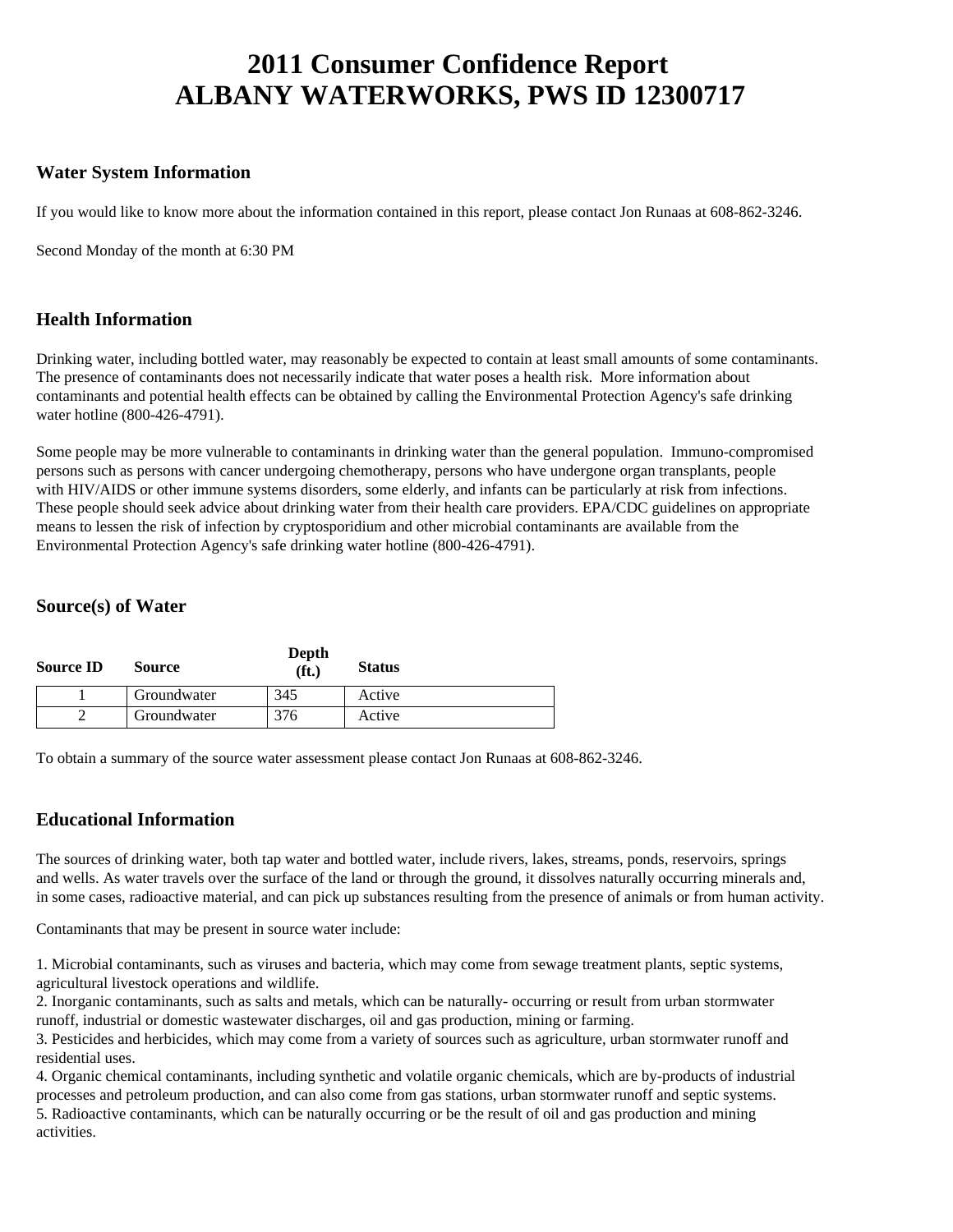# 2011 Consumer Confidence Report
# ALBANY WATERWORKS, PWS ID 12300717

## Water System Information

If you would like to know more about the information contained in this report, please contact Jon Runaas at 608-862-3246.

Second Monday of the month at 6:30 PM

## Health Information

Drinking water, including bottled water, may reasonably be expected to contain at least small amounts of some contaminants. The presence of contaminants does not necessarily indicate that water poses a health risk. More information about contaminants and potential health effects can be obtained by calling the Environmental Protection Agency's safe drinking water hotline (800-426-4791).

Some people may be more vulnerable to contaminants in drinking water than the general population. Immuno-compromised persons such as persons with cancer undergoing chemotherapy, persons who have undergone organ transplants, people with HIV/AIDS or other immune systems disorders, some elderly, and infants can be particularly at risk from infections. These people should seek advice about drinking water from their health care providers. EPA/CDC guidelines on appropriate means to lessen the risk of infection by cryptosporidium and other microbial contaminants are available from the Environmental Protection Agency's safe drinking water hotline (800-426-4791).

## Source(s) of Water

| Source ID | Source | Depth (ft.) | Status |
|---|---|---|---|
| 1 | Groundwater | 345 | Active |
| 2 | Groundwater | 376 | Active |

To obtain a summary of the source water assessment please contact Jon Runaas at 608-862-3246.

## Educational Information

The sources of drinking water, both tap water and bottled water, include rivers, lakes, streams, ponds, reservoirs, springs and wells. As water travels over the surface of the land or through the ground, it dissolves naturally occurring minerals and, in some cases, radioactive material, and can pick up substances resulting from the presence of animals or from human activity.

Contaminants that may be present in source water include:

1. Microbial contaminants, such as viruses and bacteria, which may come from sewage treatment plants, septic systems, agricultural livestock operations and wildlife.
2. Inorganic contaminants, such as salts and metals, which can be naturally- occurring or result from urban stormwater runoff, industrial or domestic wastewater discharges, oil and gas production, mining or farming.
3. Pesticides and herbicides, which may come from a variety of sources such as agriculture, urban stormwater runoff and residential uses.
4. Organic chemical contaminants, including synthetic and volatile organic chemicals, which are by-products of industrial processes and petroleum production, and can also come from gas stations, urban stormwater runoff and septic systems.
5. Radioactive contaminants, which can be naturally occurring or be the result of oil and gas production and mining activities.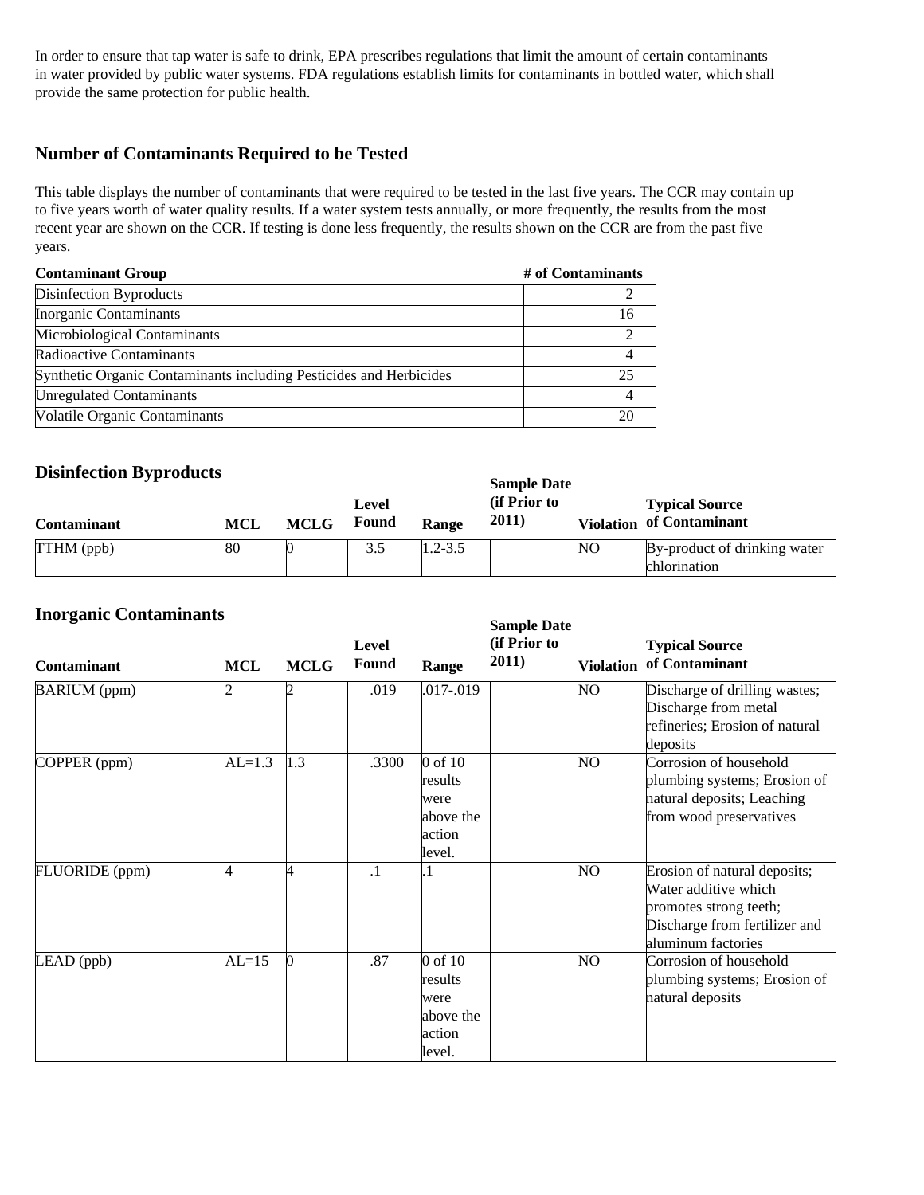In order to ensure that tap water is safe to drink, EPA prescribes regulations that limit the amount of certain contaminants in water provided by public water systems. FDA regulations establish limits for contaminants in bottled water, which shall provide the same protection for public health.

## Number of Contaminants Required to be Tested

This table displays the number of contaminants that were required to be tested in the last five years. The CCR may contain up to five years worth of water quality results. If a water system tests annually, or more frequently, the results from the most recent year are shown on the CCR. If testing is done less frequently, the results shown on the CCR are from the past five years.

| Contaminant Group | # of Contaminants |
|---|---|
| Disinfection Byproducts | 2 |
| Inorganic Contaminants | 16 |
| Microbiological Contaminants | 2 |
| Radioactive Contaminants | 4 |
| Synthetic Organic Contaminants including Pesticides and Herbicides | 25 |
| Unregulated Contaminants | 4 |
| Volatile Organic Contaminants | 20 |

## Disinfection Byproducts

| Contaminant | MCL | MCLG | Level Found | Range | Sample Date (if Prior to 2011) | Violation | Typical Source of Contaminant |
|---|---|---|---|---|---|---|---|
| TTHM (ppb) | 80 | 0 | 3.5 | 1.2-3.5 | | NO | By-product of drinking water chlorination |

## Inorganic Contaminants

| Contaminant | MCL | MCLG | Level Found | Range | Sample Date (if Prior to 2011) | Violation | Typical Source of Contaminant |
|---|---|---|---|---|---|---|---|
| BARIUM (ppm) | 2 | 2 | .019 | .017-.019 | | NO | Discharge of drilling wastes; Discharge from metal refineries; Erosion of natural deposits |
| COPPER (ppm) | AL=1.3 | 1.3 | .3300 | 0 of 10 results were above the action level. | | NO | Corrosion of household plumbing systems; Erosion of natural deposits; Leaching from wood preservatives |
| FLUORIDE (ppm) | 4 | 4 | .1 | .1 | | NO | Erosion of natural deposits; Water additive which promotes strong teeth; Discharge from fertilizer and aluminum factories |
| LEAD (ppb) | AL=15 | 0 | .87 | 0 of 10 results were above the action level. | | NO | Corrosion of household plumbing systems; Erosion of natural deposits |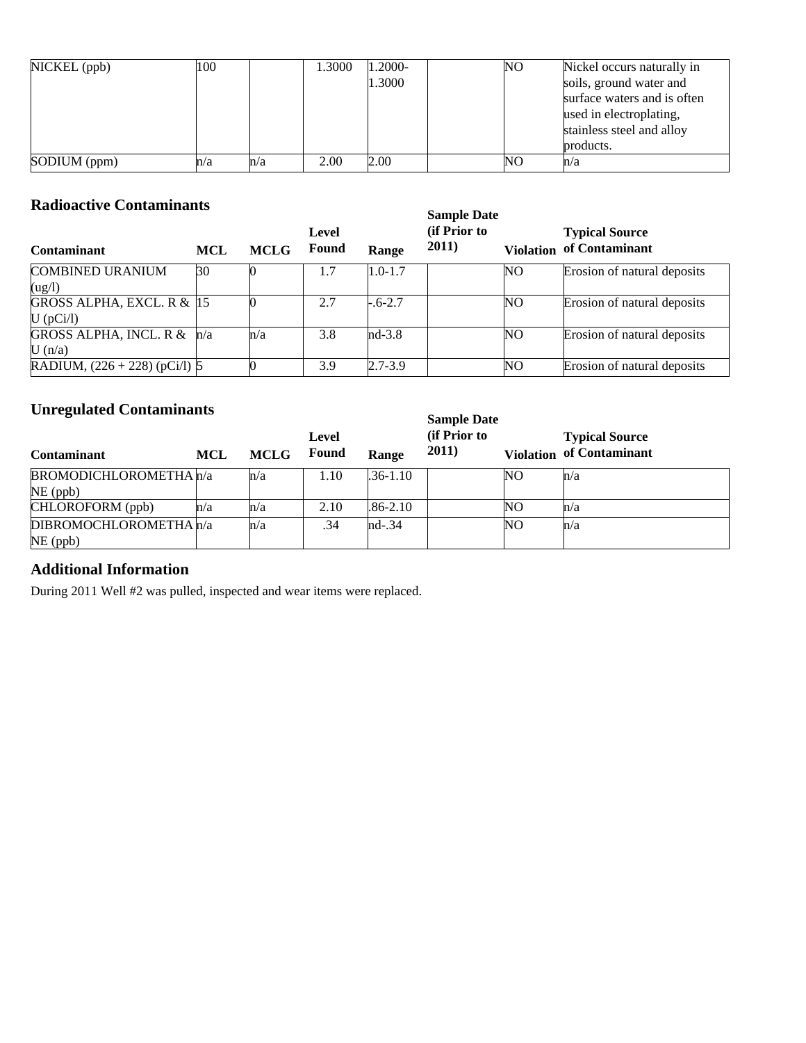| NICKEL (ppb) | 100 | | 1.3000 | 1.2000-1.3000 | | NO | Nickel occurs naturally in soils, ground water and surface waters and is often used in electroplating, stainless steel and alloy products. |
|---|---|---|---|---|---|---|---|
| SODIUM (ppm) | n/a | n/a | 2.00 | 2.00 | | NO | n/a |

## Radioactive Contaminants

| Contaminant | MCL | MCLG | Level Found | Range | Sample Date (if Prior to 2011) | Violation | Typical Source of Contaminant |
|---|---|---|---|---|---|---|---|
| COMBINED URANIUM (ug/l) | 30 | 0 | 1.7 | 1.0-1.7 | | NO | Erosion of natural deposits |
| GROSS ALPHA, EXCL. R & U (pCi/l) | 15 | 0 | 2.7 | -.6-2.7 | | NO | Erosion of natural deposits |
| GROSS ALPHA, INCL. R & U (n/a) | n/a | n/a | 3.8 | nd-3.8 | | NO | Erosion of natural deposits |
| RADIUM, (226 + 228) (pCi/l) | 5 | 0 | 3.9 | 2.7-3.9 | | NO | Erosion of natural deposits |

## Unregulated Contaminants

| Contaminant | MCL | MCLG | Level Found | Range | Sample Date (if Prior to 2011) | Violation | Typical Source of Contaminant |
|---|---|---|---|---|---|---|---|
| BROMODICHLOROMETHANE (ppb) | n/a | n/a | 1.10 | .36-1.10 | | NO | n/a |
| CHLOROFORM (ppb) | n/a | n/a | 2.10 | .86-2.10 | | NO | n/a |
| DIBROMOCHLOROMETHANE (ppb) | n/a | n/a | .34 | nd-.34 | | NO | n/a |

## Additional Information

During 2011 Well #2 was pulled, inspected and wear items were replaced.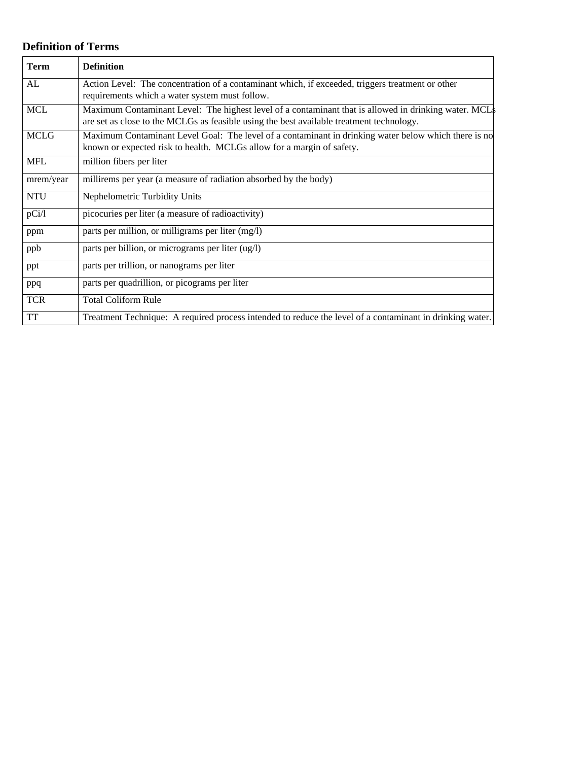## Definition of Terms

| Term | Definition |
|---|---|
| AL | Action Level: The concentration of a contaminant which, if exceeded, triggers treatment or other requirements which a water system must follow. |
| MCL | Maximum Contaminant Level: The highest level of a contaminant that is allowed in drinking water. MCLs are set as close to the MCLGs as feasible using the best available treatment technology. |
| MCLG | Maximum Contaminant Level Goal: The level of a contaminant in drinking water below which there is no known or expected risk to health. MCLGs allow for a margin of safety. |
| MFL | million fibers per liter |
| mrem/year | millirems per year (a measure of radiation absorbed by the body) |
| NTU | Nephelometric Turbidity Units |
| pCi/l | picocuries per liter (a measure of radioactivity) |
| ppm | parts per million, or milligrams per liter (mg/l) |
| ppb | parts per billion, or micrograms per liter (ug/l) |
| ppt | parts per trillion, or nanograms per liter |
| ppq | parts per quadrillion, or picograms per liter |
| TCR | Total Coliform Rule |
| TT | Treatment Technique: A required process intended to reduce the level of a contaminant in drinking water. |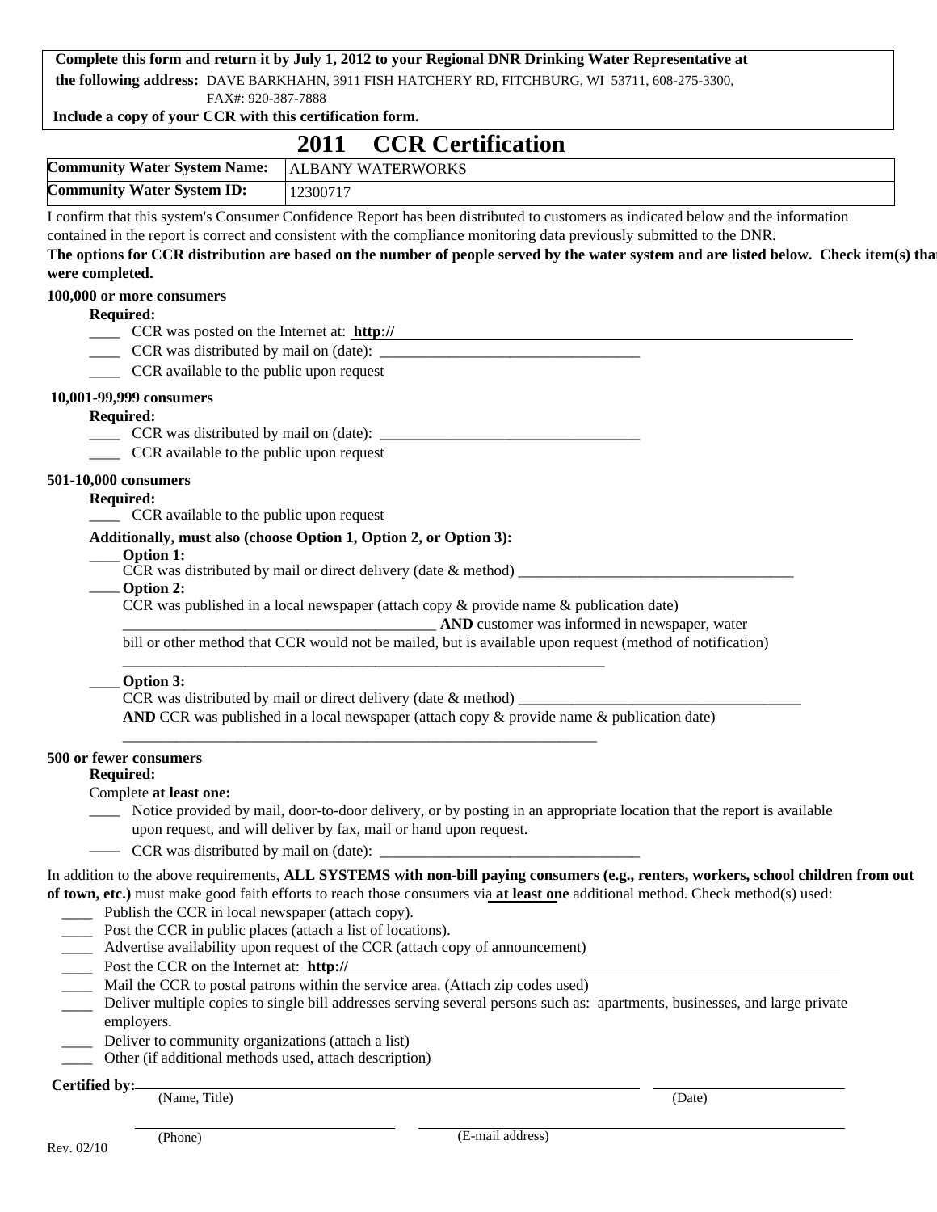**Complete this form and return it by July 1, 2012 to your Regional DNR Drinking Water Representative at the following address:** DAVE BARKHAHN, 3911 FISH HATCHERY RD, FITCHBURG, WI 53711, 608-275-3300, FAX#: 920-387-7888

**Include a copy of your CCR with this certification form.**

# 2011 CCR Certification

| | |
|---|---|
| **Community Water System Name:** | ALBANY WATERWORKS |
| **Community Water System ID:** | 12300717 |

I confirm that this system's Consumer Confidence Report has been distributed to customers as indicated below and the information contained in the report is correct and consistent with the compliance monitoring data previously submitted to the DNR.

**The options for CCR distribution are based on the number of people served by the water system and are listed below. Check item(s) that were completed.**

**100,000 or more consumers**

**Required:**

____ CCR was posted on the Internet at: **http://**

____ CCR was distributed by mail on (date): ___________________________________

____ CCR available to the public upon request

**10,001-99,999 consumers**

**Required:**

____ CCR was distributed by mail on (date): ___________________________________

____ CCR available to the public upon request

**501-10,000 consumers**

**Required:**

____ CCR available to the public upon request

**Additionally, must also (choose Option 1, Option 2, or Option 3):**

____ **Option 1:**
CCR was distributed by mail or direct delivery (date & method) _____________________________________

____ **Option 2:**
CCR was published in a local newspaper (attach copy & provide name & publication date)
_________________________________________ **AND** customer was informed in newspaper, water bill or other method that CCR would not be mailed, but is available upon request (method of notification)
_________________________________________________________________

____ **Option 3:**
CCR was distributed by mail or direct delivery (date & method) ______________________________________
**AND** CCR was published in a local newspaper (attach copy & provide name & publication date)
________________________________________________________________

**500 or fewer consumers**

**Required:**

Complete **at least one:**

____ Notice provided by mail, door-to-door delivery, or by posting in an appropriate location that the report is available upon request, and will deliver by fax, mail or hand upon request.

____ CCR was distributed by mail on (date): ___________________________________

In addition to the above requirements, **ALL SYSTEMS with non-bill paying consumers (e.g., renters, workers, school children from out of town, etc.)** must make good faith efforts to reach those consumers via **at least one** additional method. Check method(s) used:

____ Publish the CCR in local newspaper (attach copy).

____ Post the CCR in public places (attach a list of locations).

____ Advertise availability upon request of the CCR (attach copy of announcement)

____ Post the CCR on the Internet at: **http://**

____ Mail the CCR to postal patrons within the service area. (Attach zip codes used)

____ Deliver multiple copies to single bill addresses serving several persons such as: apartments, businesses, and large private employers.

____ Deliver to community organizations (attach a list)

____ Other (if additional methods used, attach description)

**Certified by:** ________________________________________ ____________________
(Name, Title) (Date)

____________________________ ________________________________________
(Phone) (E-mail address)

Rev. 02/10